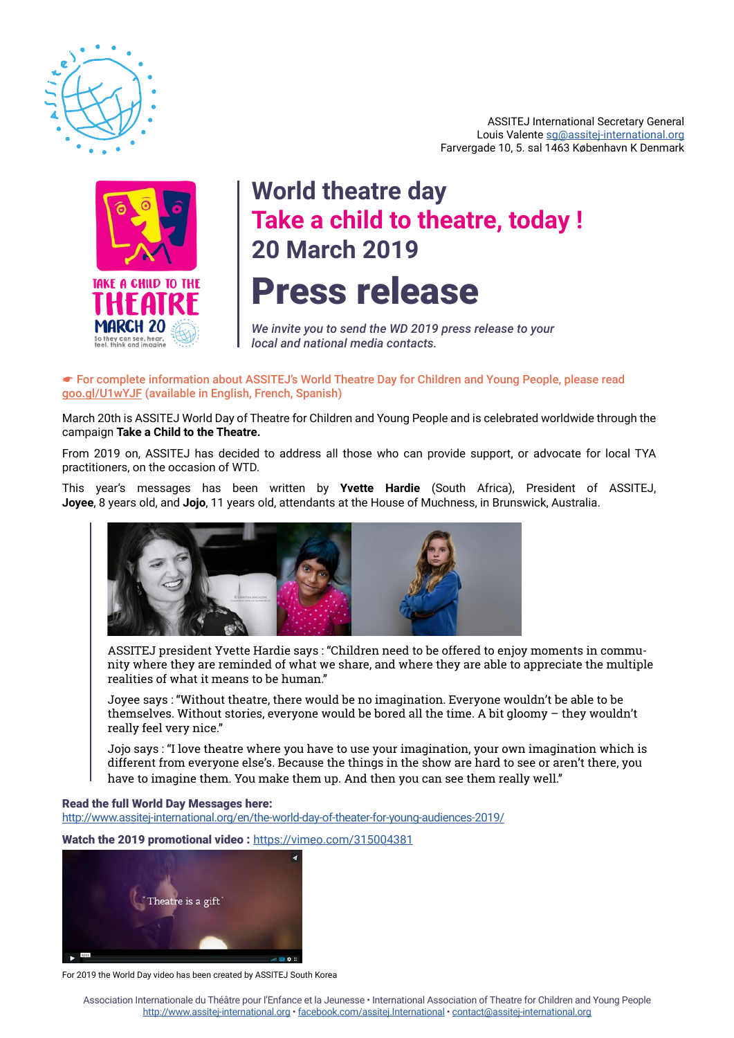ASSITEJ International Secretary General
Louis Valente sg@assitej-international.org
Farvergade 10, 5. sal 1463 København K Denmark

# World theatre day
## Take a child to theatre, today !
## 20 March 2019

# Press release

*We invite you to send the WD 2019 press release to your local and national media contacts.*

☛ For complete information about ASSITEJ's World Theatre Day for Children and Young People, please read goo.gl/U1wYJF (available in English, French, Spanish)

March 20th is ASSITEJ World Day of Theatre for Children and Young People and is celebrated worldwide through the campaign **Take a Child to the Theatre.**

From 2019 on, ASSITEJ has decided to address all those who can provide support, or advocate for local TYA practitioners, on the occasion of WTD.

This year's messages has been written by **Yvette Hardie** (South Africa), President of ASSITEJ, **Joyee**, 8 years old, and **Jojo**, 11 years old, attendants at the House of Muchness, in Brunswick, Australia.

ASSITEJ president Yvette Hardie says : "Children need to be offered to enjoy moments in community where they are reminded of what we share, and where they are able to appreciate the multiple realities of what it means to be human."

Joyee says : "Without theatre, there would be no imagination. Everyone wouldn't be able to be themselves. Without stories, everyone would be bored all the time. A bit gloomy – they wouldn't really feel very nice."

Jojo says : "I love theatre where you have to use your imagination, your own imagination which is different from everyone else's. Because the things in the show are hard to see or aren't there, you have to imagine them. You make them up. And then you can see them really well."

**Read the full World Day Messages here:**
http://www.assitej-international.org/en/the-world-day-of-theater-for-young-audiences-2019/

**Watch the 2019 promotional video :** https://vimeo.com/315004381

For 2019 the World Day video has been created by ASSITEJ South Korea

Association Internationale du Théâtre pour l'Enfance et la Jeunesse • International Association of Theatre for Children and Young People
http://www.assitej-international.org • facebook.com/assitej.International • contact@assitej-international.org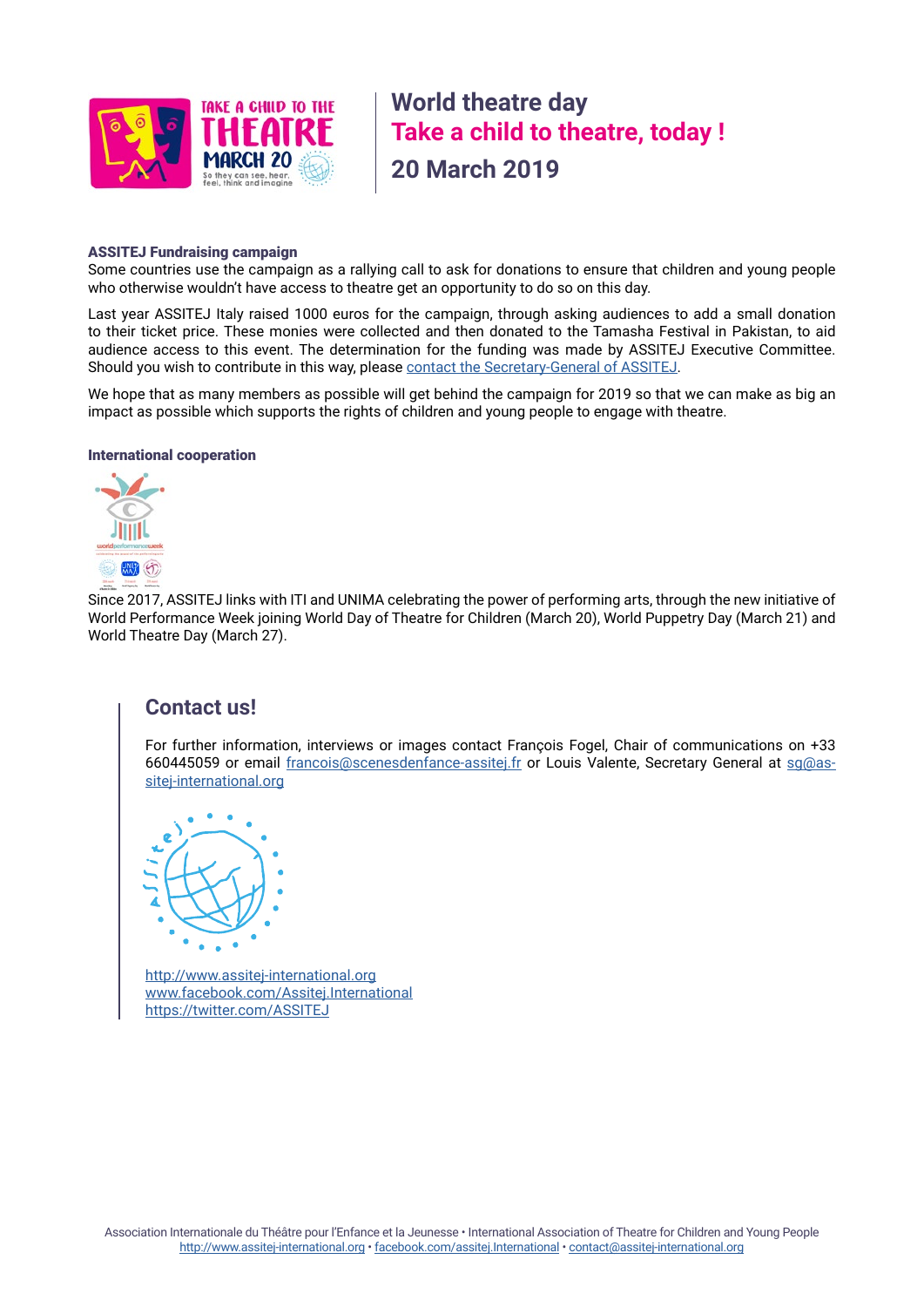# World theatre day

## Take a child to theatre, today !

## 20 March 2019

**ASSITEJ Fundraising campaign**

Some countries use the campaign as a rallying call to ask for donations to ensure that children and young people who otherwise wouldn't have access to theatre get an opportunity to do so on this day.

Last year ASSITEJ Italy raised 1000 euros for the campaign, through asking audiences to add a small donation to their ticket price. These monies were collected and then donated to the Tamasha Festival in Pakistan, to aid audience access to this event. The determination for the funding was made by ASSITEJ Executive Committee. Should you wish to contribute in this way, please contact the Secretary-General of ASSITEJ.

We hope that as many members as possible will get behind the campaign for 2019 so that we can make as big an impact as possible which supports the rights of children and young people to engage with theatre.

**International cooperation**

Since 2017, ASSITEJ links with ITI and UNIMA celebrating the power of performing arts, through the new initiative of World Performance Week joining World Day of Theatre for Children (March 20), World Puppetry Day (March 21) and World Theatre Day (March 27).

## Contact us!

For further information, interviews or images contact François Fogel, Chair of communications on +33 660445059 or email francois@scenesdenfance-assitej.fr or Louis Valente, Secretary General at sg@assitej-international.org

http://www.assitej-international.org
www.facebook.com/Assitej.International
https://twitter.com/ASSITEJ

Association Internationale du Théâtre pour l'Enfance et la Jeunesse • International Association of Theatre for Children and Young People
http://www.assitej-international.org • facebook.com/assitej.International • contact@assitej-international.org